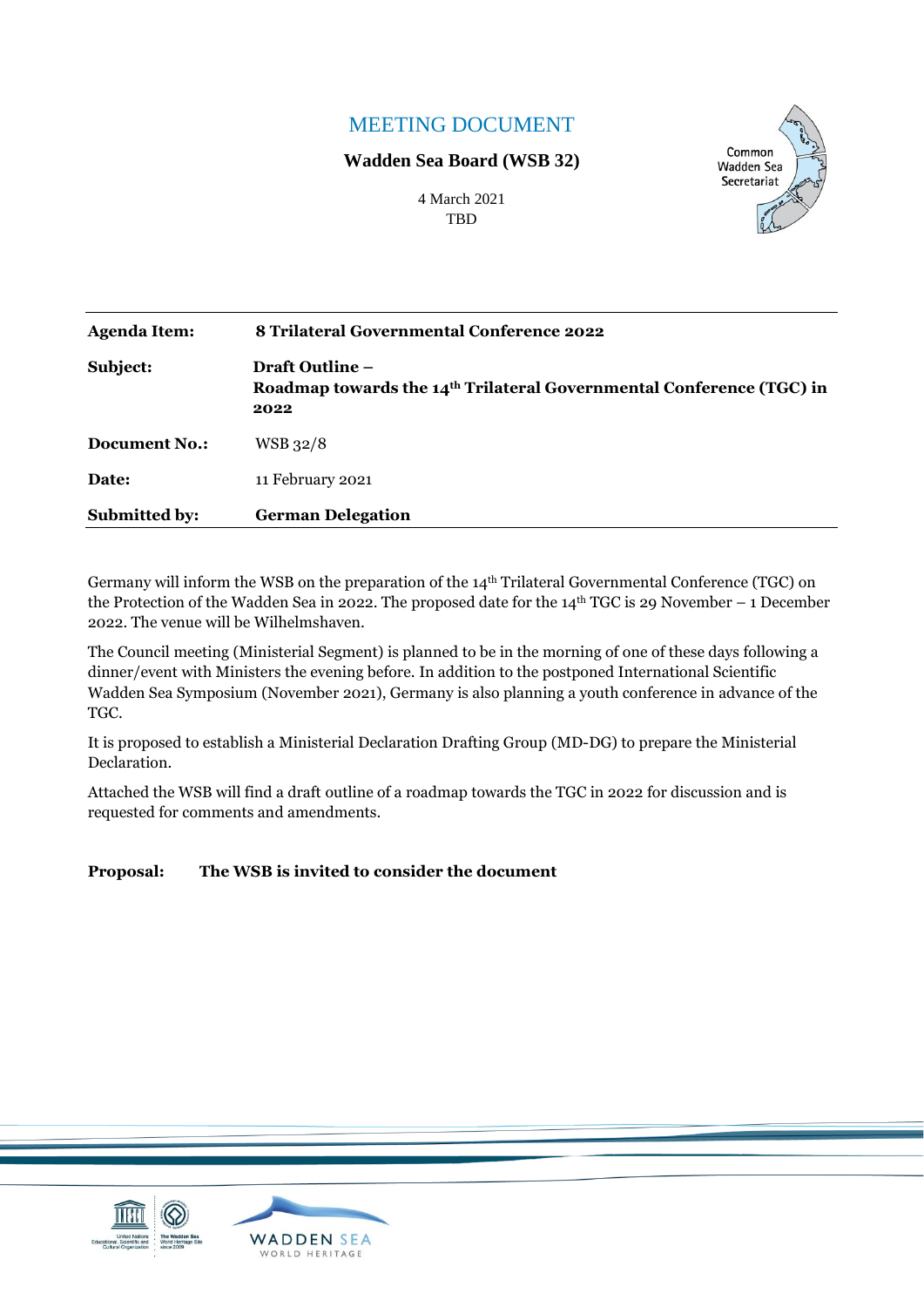# MEETING DOCUMENT

**Wadden Sea Board (WSB 32)**

4 March 2021
TBD

Common Wadden Sea Secretariat

| | |
|---|---|
| **Agenda Item:** | **8 Trilateral Governmental Conference 2022** |
| **Subject:** | **Draft Outline – Roadmap towards the 14th Trilateral Governmental Conference (TGC) in 2022** |
| **Document No.:** | WSB 32/8 |
| **Date:** | 11 February 2021 |
| **Submitted by:** | **German Delegation** |

Germany will inform the WSB on the preparation of the 14th Trilateral Governmental Conference (TGC) on the Protection of the Wadden Sea in 2022. The proposed date for the 14th TGC is 29 November – 1 December 2022. The venue will be Wilhelmshaven.

The Council meeting (Ministerial Segment) is planned to be in the morning of one of these days following a dinner/event with Ministers the evening before. In addition to the postponed International Scientific Wadden Sea Symposium (November 2021), Germany is also planning a youth conference in advance of the TGC.

It is proposed to establish a Ministerial Declaration Drafting Group (MD-DG) to prepare the Ministerial Declaration.

Attached the WSB will find a draft outline of a roadmap towards the TGC in 2022 for discussion and is requested for comments and amendments.

**Proposal: The WSB is invited to consider the document**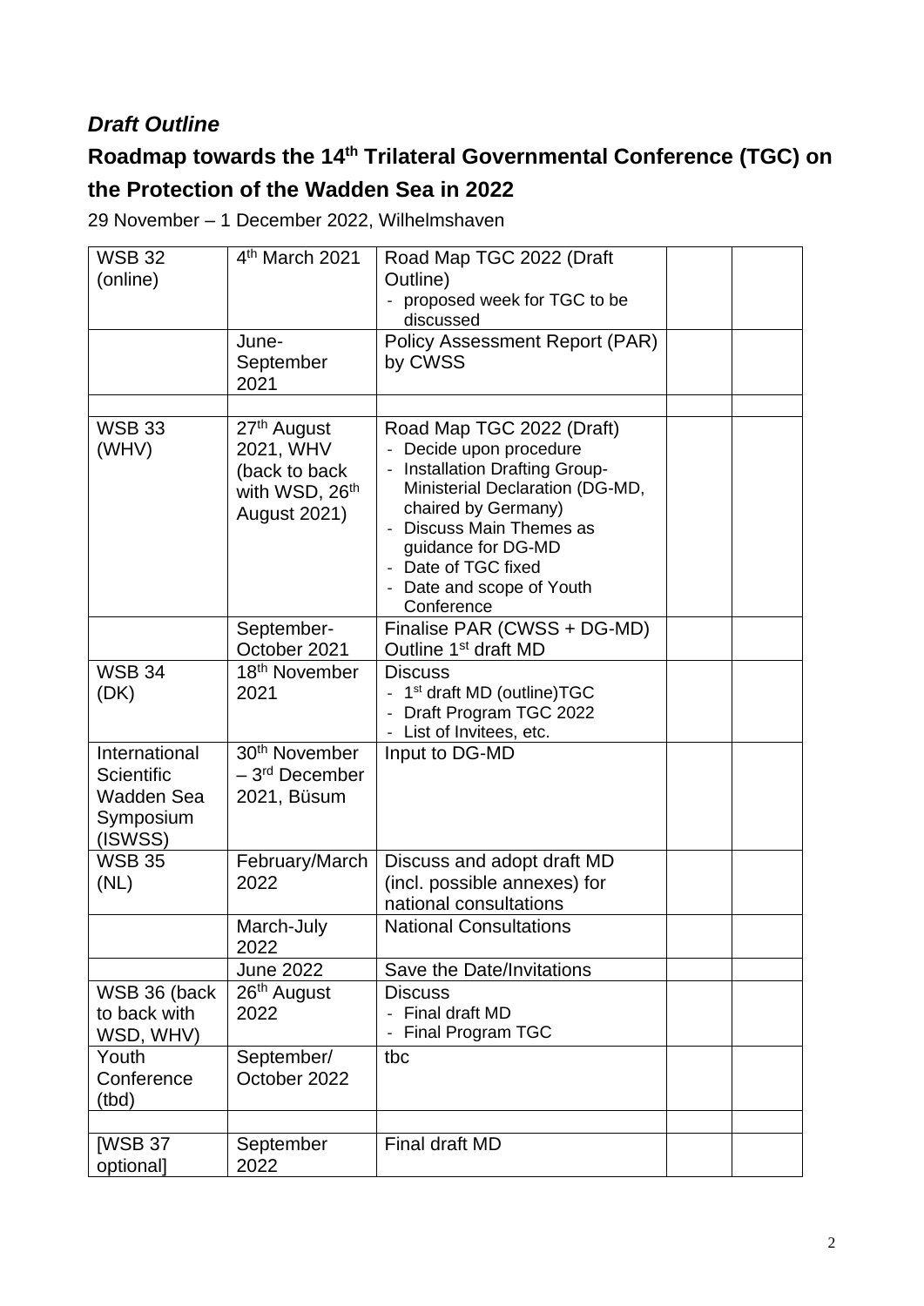***Draft Outline***

## Roadmap towards the 14th Trilateral Governmental Conference (TGC) on the Protection of the Wadden Sea in 2022

29 November – 1 December 2022, Wilhelmshaven

| | | | | |
|---|---|---|---|---|
| WSB 32 (online) | 4th March 2021 | Road Map TGC 2022 (Draft Outline)<br>- proposed week for TGC to be discussed | | |
| | June-September 2021 | Policy Assessment Report (PAR) by CWSS | | |
| | | | | |
| WSB 33 (WHV) | 27th August 2021, WHV (back to back with WSD, 26th August 2021) | Road Map TGC 2022 (Draft)<br>- Decide upon procedure<br>- Installation Drafting Group-Ministerial Declaration (DG-MD, chaired by Germany)<br>- Discuss Main Themes as guidance for DG-MD<br>- Date of TGC fixed<br>- Date and scope of Youth Conference | | |
| | September-October 2021 | Finalise PAR (CWSS + DG-MD)<br>Outline 1st draft MD | | |
| WSB 34 (DK) | 18th November 2021 | Discuss<br>- 1st draft MD (outline)TGC<br>- Draft Program TGC 2022<br>- List of Invitees, etc. | | |
| International Scientific Wadden Sea Symposium (ISWSS) | 30th November – 3rd December 2021, Büsum | Input to DG-MD | | |
| WSB 35 (NL) | February/March 2022 | Discuss and adopt draft MD (incl. possible annexes) for national consultations | | |
| | March-July 2022 | National Consultations | | |
| | June 2022 | Save the Date/Invitations | | |
| WSB 36 (back to back with WSD, WHV) | 26th August 2022 | Discuss<br>- Final draft MD<br>- Final Program TGC | | |
| Youth Conference (tbd) | September/ October 2022 | tbc | | |
| | | | | |
| [WSB 37 optional] | September 2022 | Final draft MD | | |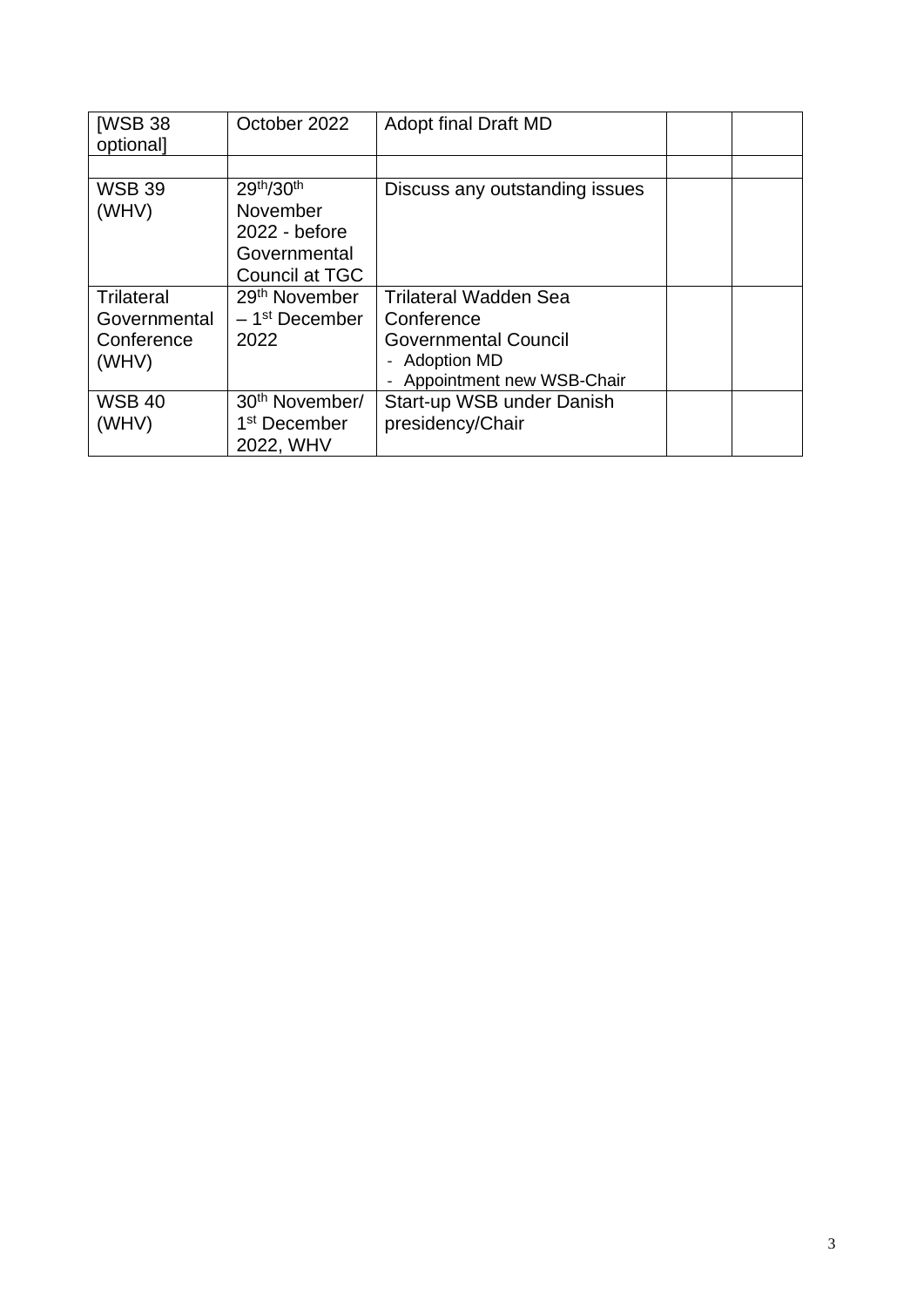| | | | | |
|---|---|---|---|---|
| [WSB 38 optional] | October 2022 | Adopt final Draft MD | | |
| | | | | |
| WSB 39 (WHV) | 29th/30th November 2022 - before Governmental Council at TGC | Discuss any outstanding issues | | |
| Trilateral Governmental Conference (WHV) | 29th November – 1st December 2022 | Trilateral Wadden Sea Conference<br>Governmental Council<br>- Adoption MD<br>- Appointment new WSB-Chair | | |
| WSB 40 (WHV) | 30th November/ 1st December 2022, WHV | Start-up WSB under Danish presidency/Chair | | |